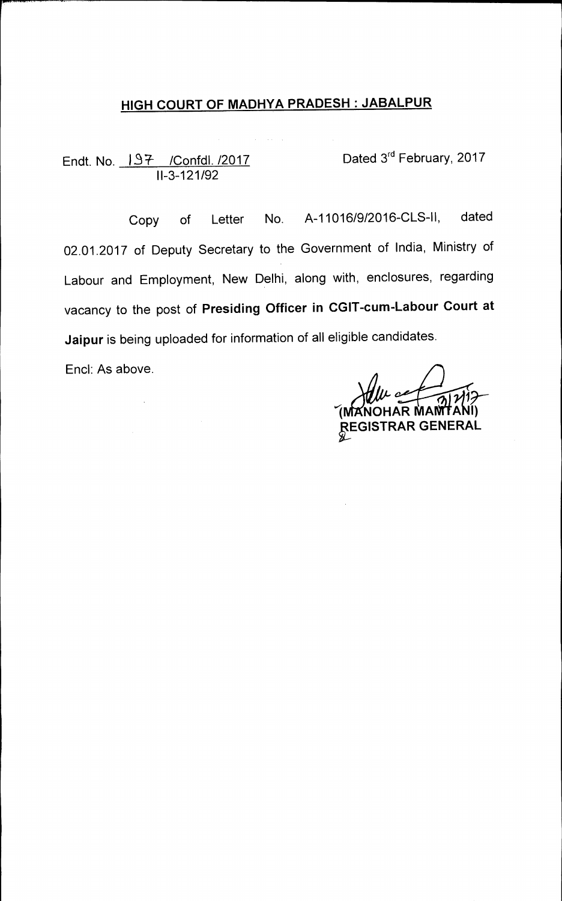# HIGH COURT OF MADHYA PRADESH : JABALPUR

Endt. No. 197 /Confdl. /2017
II-3-121/92

Dated 3rd February, 2017

Copy of Letter No. A-11016/9/2016-CLS-II, dated 02.01.2017 of Deputy Secretary to the Government of India, Ministry of Labour and Employment, New Delhi, along with, enclosures, regarding vacancy to the post of **Presiding Officer in CGIT-cum-Labour Court at Jaipur** is being uploaded for information of all eligible candidates.

Encl: As above.

3/2/17

(MANOHAR MAMTANI)
REGISTRAR GENERAL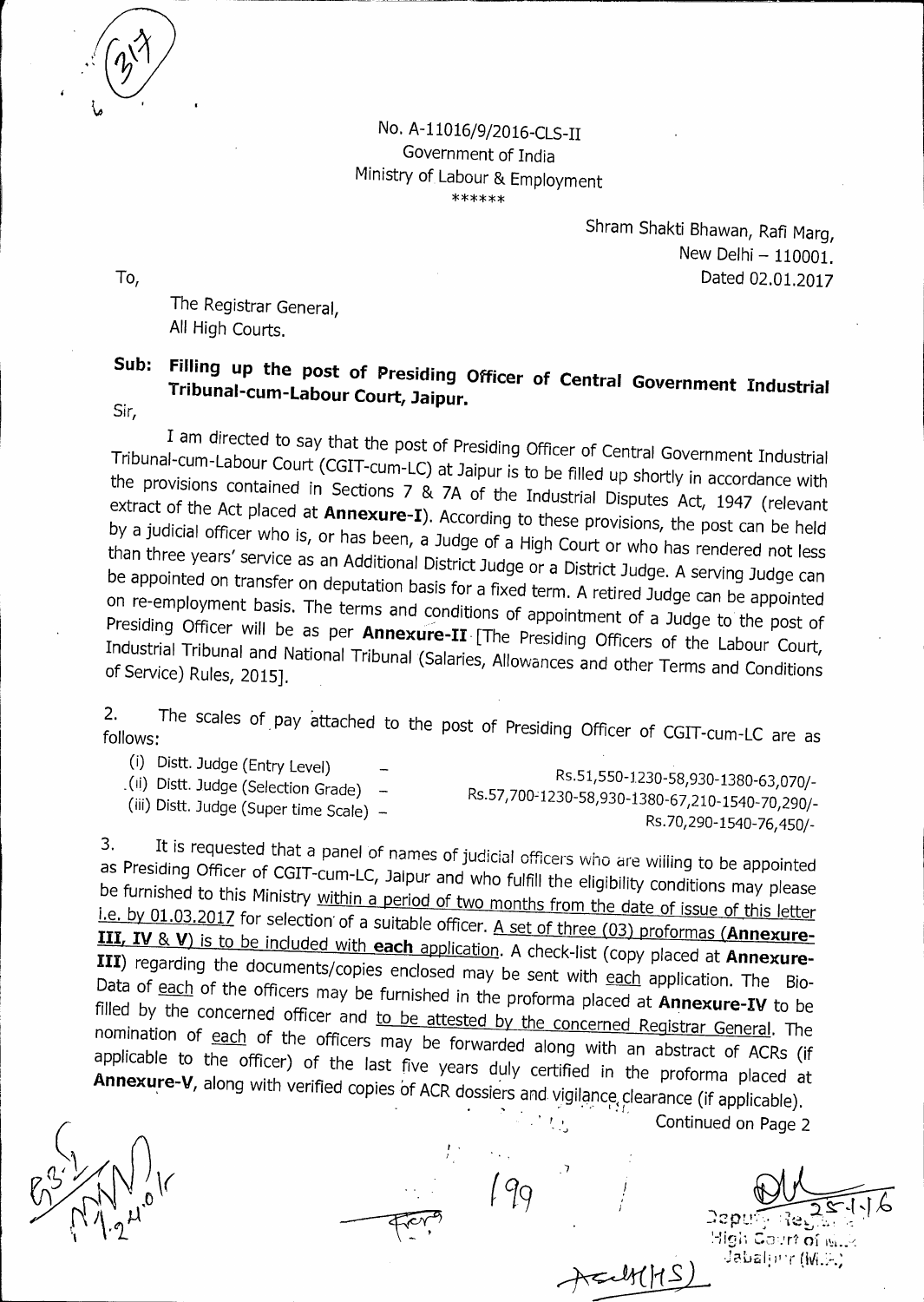No. A-11016/9/2016-CLS-II
Government of India
Ministry of Labour & Employment
\*\*\*\*\*\*

Shram Shakti Bhawan, Rafi Marg,
New Delhi – 110001.
Dated 02.01.2017

To,

The Registrar General,
All High Courts.

**Sub: Filling up the post of Presiding Officer of Central Government Industrial Tribunal-cum-Labour Court, Jaipur.**

Sir,

I am directed to say that the post of Presiding Officer of Central Government Industrial Tribunal-cum-Labour Court (CGIT-cum-LC) at Jaipur is to be filled up shortly in accordance with the provisions contained in Sections 7 & 7A of the Industrial Disputes Act, 1947 (relevant extract of the Act placed at **Annexure-I**). According to these provisions, the post can be held by a judicial officer who is, or has been, a Judge of a High Court or who has rendered not less than three years' service as an Additional District Judge or a District Judge. A serving Judge can be appointed on transfer on deputation basis for a fixed term. A retired Judge can be appointed on re-employment basis. The terms and conditions of appointment of a Judge to the post of Presiding Officer will be as per **Annexure-II** [The Presiding Officers of the Labour Court, Industrial Tribunal and National Tribunal (Salaries, Allowances and other Terms and Conditions of Service) Rules, 2015].

2. The scales of pay attached to the post of Presiding Officer of CGIT-cum-LC are as follows:

(i) Distt. Judge (Entry Level) – Rs.51,550-1230-58,930-1380-63,070/-
(ii) Distt. Judge (Selection Grade) – Rs.57,700-1230-58,930-1380-67,210-1540-70,290/-
(iii) Distt. Judge (Super time Scale) – Rs.70,290-1540-76,450/-

3. It is requested that a panel of names of judicial officers who are willing to be appointed as Presiding Officer of CGIT-cum-LC, Jaipur and who fulfill the eligibility conditions may please be furnished to this Ministry <u>within a period of two months from the date of issue of this letter i.e. by 01.03.2017</u> for selection of a suitable officer. <u>A set of three (03) proformas (</u>**<u>Annexure-III, IV & V</u>**<u>) is to be included with</u> **<u>each</u>** <u>application</u>. A check-list (copy placed at **Annexure-III**) regarding the documents/copies enclosed may be sent with <u>each</u> application. The Bio-Data of <u>each</u> of the officers may be furnished in the proforma placed at **Annexure-IV** to be filled by the concerned officer and <u>to be attested by the concerned Registrar General</u>. The nomination of <u>each</u> of the officers may be forwarded along with an abstract of ACRs (if applicable to the officer) of the last five years duly certified in the proforma placed at **Annexure-V**, along with verified copies of ACR dossiers and vigilance clearance (if applicable).

Continued on Page 2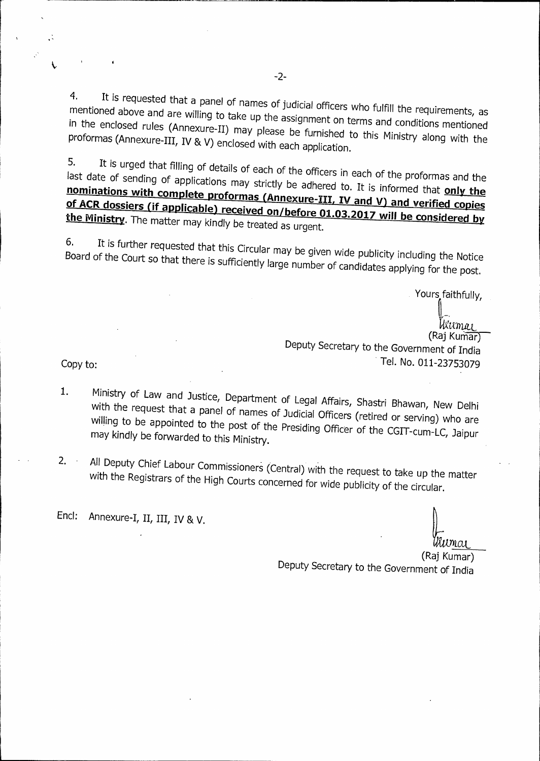4. It is requested that a panel of names of judicial officers who fulfill the requirements, as mentioned above and are willing to take up the assignment on terms and conditions mentioned in the enclosed rules (Annexure-II) may please be furnished to this Ministry along with the proformas (Annexure-III, IV & V) enclosed with each application.

5. It is urged that filling of details of each of the officers in each of the proformas and the last date of sending of applications may strictly be adhered to. It is informed that **only the nominations with complete proformas (Annexure-III, IV and V) and verified copies of ACR dossiers (if applicable) received on/before 01.03.2017 will be considered by the Ministry**. The matter may kindly be treated as urgent.

6. It is further requested that this Circular may be given wide publicity including the Notice Board of the Court so that there is sufficiently large number of candidates applying for the post.

Yours faithfully,

(Raj Kumar)
Deputy Secretary to the Government of India
Tel. No. 011-23753079

Copy to:

1. Ministry of Law and Justice, Department of Legal Affairs, Shastri Bhawan, New Delhi with the request that a panel of names of Judicial Officers (retired or serving) who are willing to be appointed to the post of the Presiding Officer of the CGIT-cum-LC, Jaipur may kindly be forwarded to this Ministry.

2. All Deputy Chief Labour Commissioners (Central) with the request to take up the matter with the Registrars of the High Courts concerned for wide publicity of the circular.

Encl: Annexure-I, II, III, IV & V.

(Raj Kumar)
Deputy Secretary to the Government of India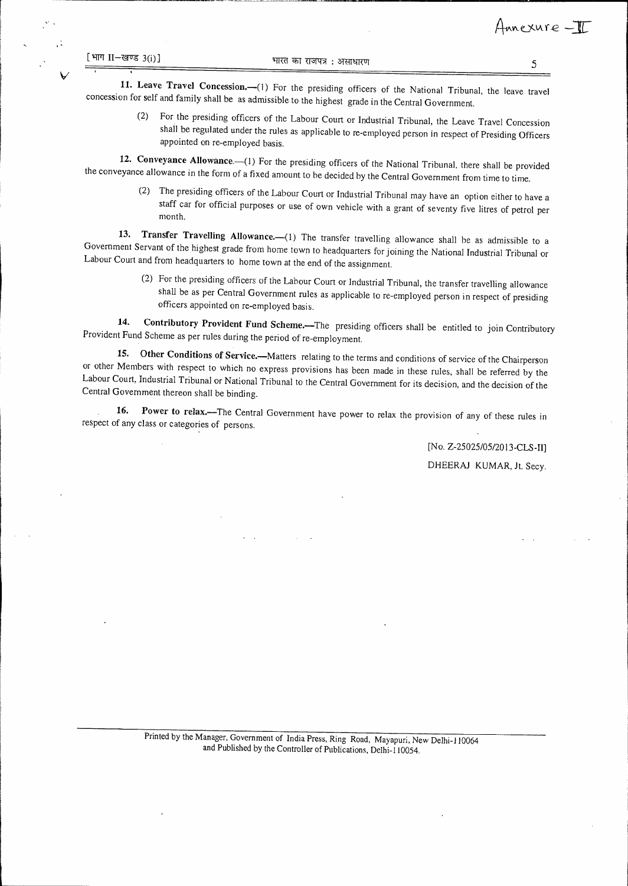Annexure – II

**11. Leave Travel Concession.**—(1) For the presiding officers of the National Tribunal, the leave travel concession for self and family shall be as admissible to the highest grade in the Central Government.

(2) For the presiding officers of the Labour Court or Industrial Tribunal, the Leave Travel Concession shall be regulated under the rules as applicable to re-employed person in respect of Presiding Officers appointed on re-employed basis.

**12. Conveyance Allowance.**—(1) For the presiding officers of the National Tribunal, there shall be provided the conveyance allowance in the form of a fixed amount to be decided by the Central Government from time to time.

(2) The presiding officers of the Labour Court or Industrial Tribunal may have an option either to have a staff car for official purposes or use of own vehicle with a grant of seventy five litres of petrol per month.

**13. Transfer Travelling Allowance.**—(1) The transfer travelling allowance shall be as admissible to a Government Servant of the highest grade from home town to headquarters for joining the National Industrial Tribunal or Labour Court and from headquarters to home town at the end of the assignment.

(2) For the presiding officers of the Labour Court or Industrial Tribunal, the transfer travelling allowance shall be as per Central Government rules as applicable to re-employed person in respect of presiding officers appointed on re-employed basis.

**14. Contributory Provident Fund Scheme.**—The presiding officers shall be entitled to join Contributory Provident Fund Scheme as per rules during the period of re-employment.

**15. Other Conditions of Service.**—Matters relating to the terms and conditions of service of the Chairperson or other Members with respect to which no express provisions has been made in these rules, shall be referred by the Labour Court, Industrial Tribunal or National Tribunal to the Central Government for its decision, and the decision of the Central Government thereon shall be binding.

**16. Power to relax.**—The Central Government have power to relax the provision of any of these rules in respect of any class or categories of persons.

[No. Z-25025/05/2013-CLS-II]

DHEERAJ KUMAR, Jt. Secy.

Printed by the Manager, Government of India Press, Ring Road, Mayapuri, New Delhi-110064 and Published by the Controller of Publications, Delhi-110054.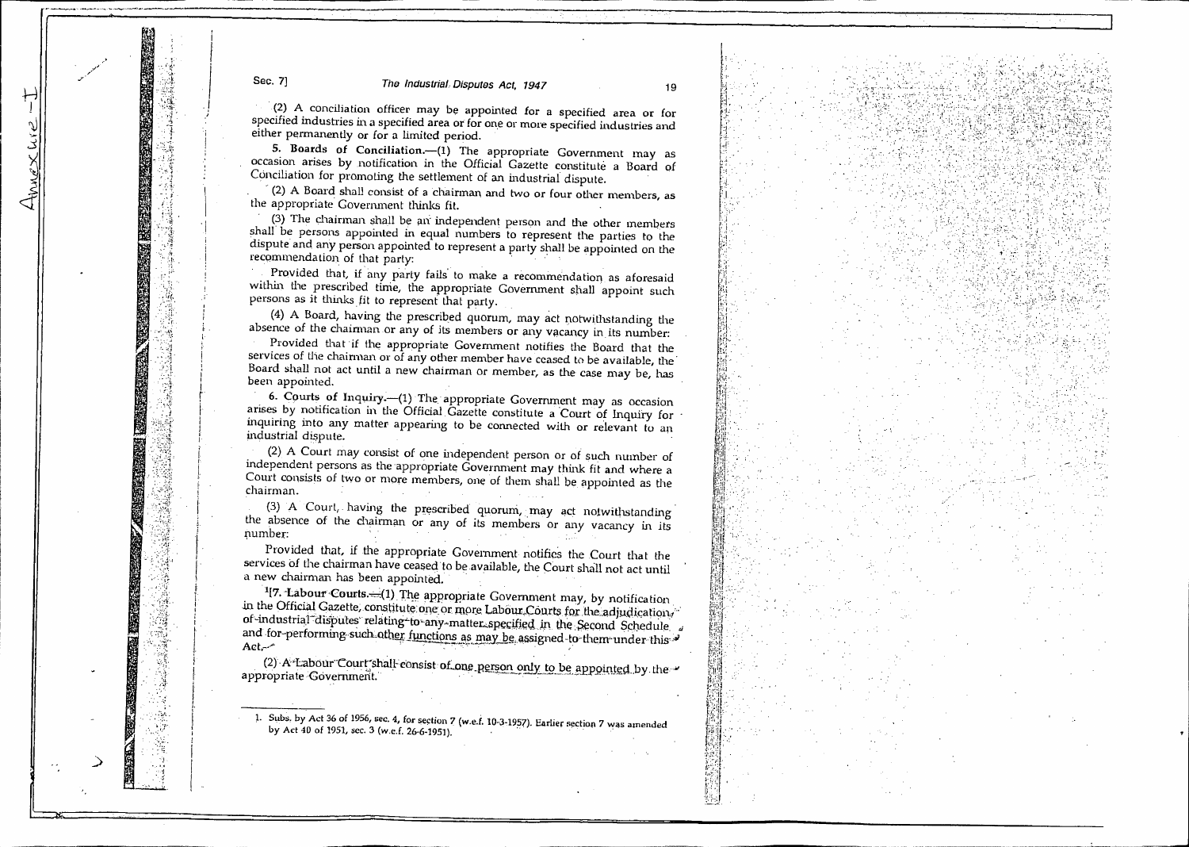(2) A conciliation officer may be appointed for a specified area or for specified industries in a specified area or for one or more specified industries and either permanently or for a limited period.

**5. Boards of Conciliation.**—(1) The appropriate Government may as occasion arises by notification in the Official Gazette constitute a Board of Conciliation for promoting the settlement of an industrial dispute.

(2) A Board shall consist of a chairman and two or four other members, as the appropriate Government thinks fit.

(3) The chairman shall be an independent person and the other members shall be persons appointed in equal numbers to represent the parties to the dispute and any person appointed to represent a party shall be appointed on the recommendation of that party:

Provided that, if any party fails to make a recommendation as aforesaid within the prescribed time, the appropriate Government shall appoint such persons as it thinks fit to represent that party.

(4) A Board, having the prescribed quorum, may act notwithstanding the absence of the chairman or any of its members or any vacancy in its number:

Provided that if the appropriate Government notifies the Board that the services of the chairman or of any other member have ceased to be available, the Board shall not act until a new chairman or member, as the case may be, has been appointed.

**6. Courts of Inquiry.**—(1) The appropriate Government may as occasion arises by notification in the Official Gazette constitute a Court of Inquiry for inquiring into any matter appearing to be connected with or relevant to an industrial dispute.

(2) A Court may consist of one independent person or of such number of independent persons as the appropriate Government may think fit and where a Court consists of two or more members, one of them shall be appointed as the chairman.

(3) A Court, having the prescribed quorum, may act notwithstanding the absence of the chairman or any of its members or any vacancy in its number:

Provided that, if the appropriate Government notifies the Court that the services of the chairman have ceased to be available, the Court shall not act until a new chairman has been appointed.

[1][**7. Labour Courts.**—(1) The appropriate Government may, by notification in the Official Gazette, constitute one or more Labour Courts for the adjudication of industrial disputes relating to any matter specified in the Second Schedule and for performing such other functions as may be assigned to them under this Act.

(2) A Labour Court shall consist of one person only to be appointed by the appropriate Government.

---

1. Subs. by Act 36 of 1956, sec. 4, for section 7 (w.e.f. 10-3-1957). Earlier section 7 was amended by Act 40 of 1951, sec. 3 (w.e.f. 26-6-1951).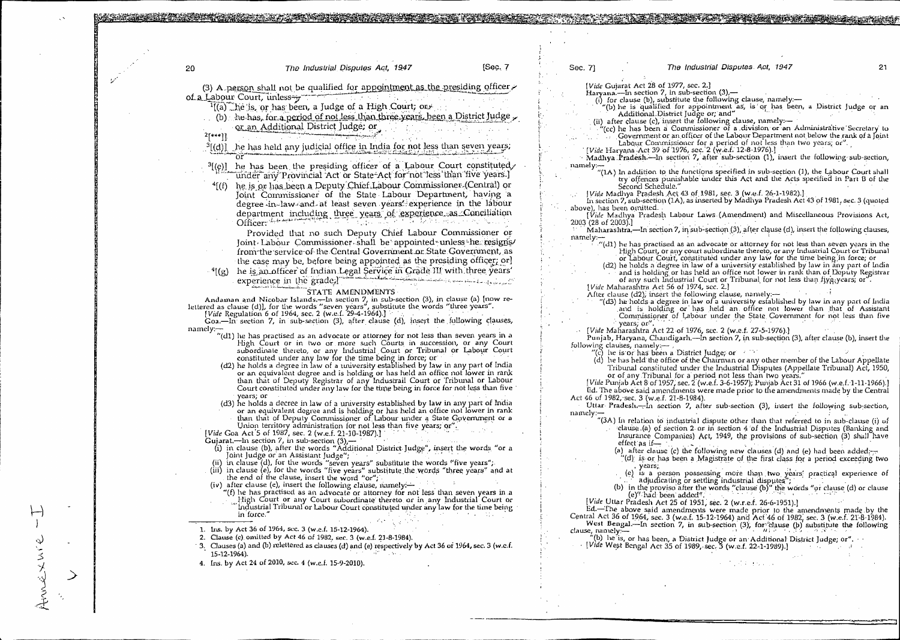(3) A person shall not be qualified for appointment as the presiding officer of a Labour Court, unless—

[1][(a) he is, or has been, a Judge of a High Court; or

(b) he has, for a period of not less than three years, been a District Judge or an Additional District Judge; or

[2][***]]

[3][(d)] he has held any judicial office in India for not less than seven years; or

[3][(e)] he has been the presiding officer of a Labour Court constituted under any Provincial Act or State Act for not less than five years.]

[4][(f) he is or has been a Deputy Chief Labour Commissioner (Central) or Joint Commissioner of the State Labour Department, having a degree in law and at least seven years' experience in the labour department including three years of experience as Conciliation Officer:

Provided that no such Deputy Chief Labour Commissioner or Joint Labour Commissioner shall be appointed unless he resigns from the service of the Central Government or State Government, as the case may be, before being appointed as the presiding officer; or]

[4][(g) he is an officer of Indian Legal Service in Grade III with three years' experience in the grade;]

## STATE AMENDMENTS

**Andaman and Nicobar Islands.**—In section 7, in sub-section (3), in clause (a) [now re-lettered as clause (d)], for the words "seven years", substitute the words "three years".

[*Vide* Regulation 6 of 1964, sec. 2 (w.e.f. 29-4-1964).]

**Goa.**—In section 7, in sub-section (3), after clause (d), insert the following clauses, namely:—

"(d1) he has practised as an advocate or attorney for not less than seven years in a High Court or in two or more such Courts in succession, or any Court subordinate thereto, or any Industrial Court or Tribunal or Labour Court constituted under any law for the time being in force; or

(d2) he holds a degree in law of a university established by law in any part of India or an equivalent degree and is holding or has held an office not lower in rank than that of Deputy Registrar of any Industrail Court or Tribunal or Labour Court constituted under any law for the time being in force for not less than five years; or

(d3) he holds a decree in law of a university established by law in any part of India or an equivalent degree and is holding or has held an office not lower in rank than that of Deputy Commissioner of Labour under a State Government or a Union territory administration for not less than five years; or".

[*Vide* Goa Act 5 of 1987, sec. 2 (w.e.f. 21-10-1987).]

**Gujarat.**—In section 7, in sub-section (3),—

(i) in clause (b), after the words "Additional District Judge", insert the words "or a Joint Judge or an Assistant Judge";

(ii) in clause (d), for the words "seven years" substitute the words "five years";

(iii) in clause (e), for the words "five years" substitute the words "three years" and at the end of the clause, insert the word "or";

(iv) after clause (e), insert the following clause, namely:—

"(f) he has practised as an advocate or attorney for not less than seven years in a High Court or any Court subordinate thereto or in any Industrial Court or Industrial Tribunal or Labour Court constituted under any law for the time being in force."

[*Vide* Gujarat Act 28 of 1977, sec. 2.]

**Haryana.**—In section 7, in sub-section (3),—

(i) for clause (b), substitute the following clause, namely:—

"(b) he is qualified for appointment as, is or has been, a District Judge or an Additional District Judge or; and"

(ii) after clause (c), insert the following clause, namely:—

"(cc) he has been a Commissioner of a division or an Administrative Secretary to Government or an officer of the Labour Department not below the rank of a Joint Labour Commissioner for a period of not less than two years; or".

[*Vide* Haryana Act 39 of 1976, sec. 2 (w.e.f. 12-8-1976).]

**Madhya Pradesh.**—In section 7, after sub-section (1), insert the following sub-section, namely:—

"(1A) In addition to the functions specified in sub-section (1), the Labour Court shall try offences punishable under this Act and the Acts specified in Part B of the Second Schedule."

[*Vide* Madhya Pradesh Act 43 of 1981, sec. 3 (w.e.f. 26-1-1982).]

In section 7, sub-section (1A), as inserted by Madhya Pradesh Act 43 of 1981, sec. 3 (quoted above), has been omitted.

[*Vide* Madhya Pradesh Labour Laws (Amendment) and Miscellaneous Provisions Act, 2003 (28 of 2003).]

**Maharashtra.**—In section 7, in sub-section (3), after clause (d), insert the following clauses, namely:—

"(d1) he has practised as an advocate or attorney for not less than seven years in the High Court, or any court subordinate thereto, or any Industrial Court or Tribunal or Labour Court, constituted under any law for the time being in force; or

(d2) he holds a degree in law of a university established by law in any part of India and is holding or has held an office not lower in rank than that of Deputy Registrar of any such Industrial Court or Tribunal for not less than five years; or".

[*Vide* Maharashtra Act 56 of 1974, sec. 2.]

After clause (d2), insert the following clause, namely:—

"(d3) he holds a degree in law of a university established by law in any part of India and is holding or has held an office not lower than that of Assistant Commissioner of Labour under the State Government for not less than five years; or".

[*Vide* Maharashtra Act 22 of 1976, sec. 2 (w.e.f. 27-5-1976).]

**Punjab, Haryana, Chandigarh.**—In section 7, in sub-section (3), after clause (b), insert the following clauses, namely:—

"(c) he is or has been a District Judge; or

(d) he has held the office of the Chairman or any other member of the Labour Appellate Tribunal constituted under the Industrial Disputes (Appellate Tribunal) Act, 1950, or of any Tribunal for a period not less than two years."

[*Vide* Punjab Act 8 of 1957, sec. 2 (w.e.f. 3-6-1957); Punjab Act 31 of 1966 (w.e.f. 1-11-1966).]

Ed. The above said amendments were made prior to the amendments made by the Central Act 46 of 1982, sec. 3 (w.e.f. 21-8-1984).

**Uttar Pradesh.**—In section 7, after sub-section (3), insert the following sub-section, namely:—

"(3A) In relation to industrial dispute other than that referred to in sub-clause (i) of clause (a) of section 2 or in section 4 of the Industrial Disputes (Banking and Insurance Companies) Act, 1949, the provisions of sub-section (3) shall have effect as if—

(a) after clause (c) the following new clauses (d) and (e) had been added:—

"(d) is or has been a Magistrate of the first class for a period exceeding two years;

(e) is a person possessing more than two years' practical experience of adjudicating or settling industrial disputes";

(b) in the proviso after the words "clause (b)" the words "or clause (d) or clause (e)" had been added".

[*Vide* Uttar Pradesh Act 25 of 1951, sec. 2 (w.r.e.f. 26-6-1951).]

Ed.—The above said amendments were made prior to the amendments made by the Central Act 36 of 1964, sec. 3 (w.e.f. 15-12-1964) and Act 46 of 1982, sec. 3 (w.e.f. 21-8-1984).

**West Bengal.**—In section 7, in sub-section (3), for clause (b) substitute the following clause, namely:—

"(b) he is, or has been, a District Judge or an Additional District Judge; or".

[*Vide* West Bengal Act 35 of 1989, sec. 3 (w.e.f. 22-1-1989).]

---

1. Ins. by Act 36 of 1964, sec. 3 (w.e.f. 15-12-1964).
2. Clause (c) omitted by Act 46 of 1982, sec. 3 (w.e.f. 21-8-1984).
3. Clauses (a) and (b) relettered as clauses (d) and (e) respectively by Act 36 of 1964, sec. 3 (w.e.f. 15-12-1964).
4. Ins. by Act 24 of 2010, sec. 4 (w.e.f. 15-9-2010).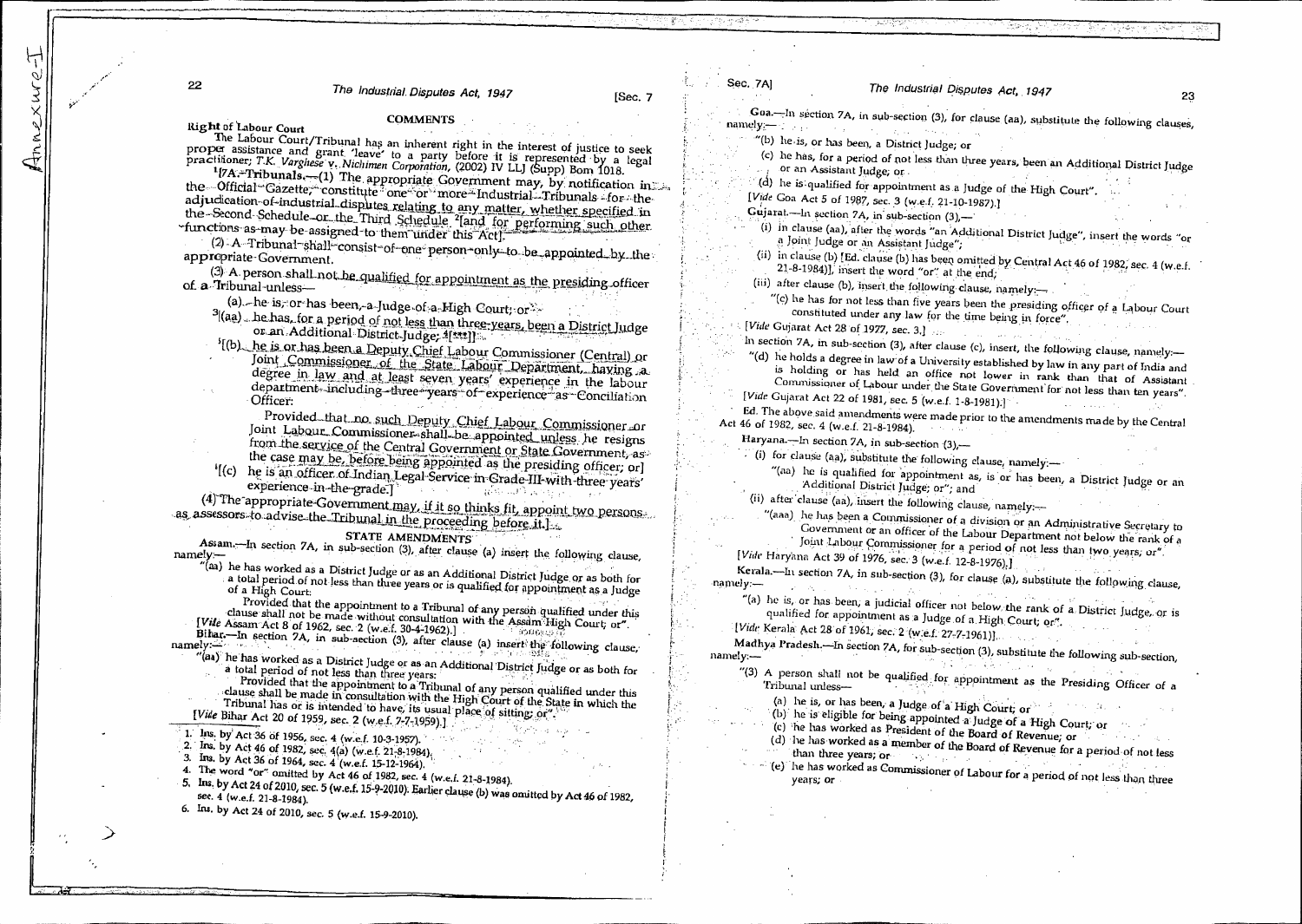## COMMENTS

**Right of Labour Court**

The Labour Court/Tribunal has an inherent right in the interest of justice to seek proper assistance and grant 'leave' to a party before it is represented by a legal practitioner; *T.K. Varghese v. Nichimen Corporation*, (2002) IV LLJ (Supp) Bom 1018.

[1][7A. **Tribunals.**—(1) The appropriate Government may, by notification in the Official Gazette, constitute one or more Industrial Tribunals for the adjudication of industrial disputes relating to any matter, whether specified in the Second Schedule or the Third Schedule [2][and for performing such other functions as may be assigned to them under this Act].

(2) A Tribunal shall consist of one person only to be appointed by the appropriate Government.

(3) A person shall not be qualified for appointment as the presiding officer of a Tribunal unless—

(a) he is, or has been, a Judge of a High Court; or

[3][(aa) he has, for a period of not less than three years, been a District Judge or an Additional District Judge; [4][***]]

[5][(b) he is or has been a Deputy Chief Labour Commissioner (Central) or Joint Commissioner of the State Labour Department, having a degree in law and at least seven years' experience in the labour department including three years of experience as Conciliation Officer:

Provided that no such Deputy Chief Labour Commissioner or Joint Labour Commissioner shall be appointed unless he resigns from the service of the Central Government or State Government, as the case may be, before being appointed as the presiding officer; or]

[6][(c) he is an officer of Indian Legal Service in Grade III with three years' experience in the grade.]

(4) The appropriate Government may, if it so thinks fit, appoint two persons as assessors to advise the Tribunal in the proceeding before it.]

### STATE AMENDMENTS

**Assam.**—In section 7A, in sub-section (3), after clause (a) insert the following clause, namely:—

"(aa) he has worked as a District Judge or as an Additional District Judge or as both for a total period of not less than three years or is qualified for appointment as a Judge of a High Court:

Provided that the appointment to a Tribunal of any person qualified under this clause shall not be made without consultation with the Assam High Court; or".

[*Vide* Assam Act 8 of 1962, sec. 2 (w.e.f. 30-4-1962).]

**Bihar.**—In section 7A, in sub-section (3), after clause (a) insert the following clause, namely:—

"(aa) he has worked as a District Judge or as an Additional District Judge or as both for a total period of not less than three years:

Provided that the appointment to a Tribunal of any person qualified under this clause shall be made in consultation with the High Court of the State in which the Tribunal has or is intended to have, its usual place of sitting; or".

[*Vide* Bihar Act 20 of 1959, sec. 2 (w.e.f. 7-7-1959).]

1. Ins. by Act 36 of 1956, sec. 4 (w.e.f. 10-3-1957).
2. Ins. by Act 46 of 1982, sec. 4(a) (w.e.f. 21-8-1984).
3. Ins. by Act 36 of 1964, sec. 4 (w.e.f. 15-12-1964).
4. The word "or" omitted by Act 46 of 1982, sec. 4 (w.e.f. 21-8-1984).
5. Ins. by Act 24 of 2010, sec. 5 (w.e.f. 15-9-2010). Earlier clause (b) was omitted by Act 46 of 1982, sec. 4 (w.e.f. 21-8-1984).
6. Ins. by Act 24 of 2010, sec. 5 (w.e.f. 15-9-2010).

**Goa.**—In section 7A, in sub-section (3), for clause (aa), substitute the following clauses, namely:—

"(b) he is, or has been, a District Judge; or

(c) he has, for a period of not less than three years, been an Additional District Judge or an Assistant Judge; or

(d) he is qualified for appointment as a Judge of the High Court".

[*Vide* Goa Act 5 of 1987, sec. 3 (w.e.f. 21-10-1987).]

**Gujarat.**—In section 7A, in sub-section (3),—

(i) in clause (aa), after the words "an Additional District Judge", insert the words "or a Joint Judge or an Assistant Judge";

(ii) in clause (b) [Ed. clause (b) has been omitted by Central Act 46 of 1982, sec. 4 (w.e.f. 21-8-1984)], insert the word "or" at the end;

(iii) after clause (b), insert the following clause, namely:—

"(c) he has for not less than five years been the presiding officer of a Labour Court constituted under any law for the time being in force".

[*Vide* Gujarat Act 28 of 1977, sec. 3.]

In section 7A, in sub-section (3), after clause (c), insert, the following clause, namely:—

"(d) he holds a degree in law of a University established by law in any part of India and is holding or has held an office not lower in rank than that of Assistant Commissioner of Labour under the State Government for not less than ten years".

[*Vide* Gujarat Act 22 of 1981, sec. 5 (w.e.f. 1-8-1981).]

Ed. The above said amendments were made prior to the amendments made by the Central Act 46 of 1982, sec. 4 (w.e.f. 21-8-1984).

**Haryana.**—In section 7A, in sub-section (3),—

(i) for clause (aa), substitute the following clause, namely:—

"(aa) he is qualified for appointment as, is or has been, a District Judge or an Additional District Judge; or"; and

(ii) after clause (aa), insert the following clause, namely:—

"(aaa) he has been a Commissioner of a division or an Administrative Secretary to Government or an officer of the Labour Department not below the rank of a Joint Labour Commissioner for a period of not less than two years; or".

[*Vide* Haryana Act 39 of 1976, sec. 3 (w.e.f. 12-8-1976).]

**Kerala.**—In section 7A, in sub-section (3), for clause (a), substitute the following clause, namely:—

"(a) he is, or has been, a judicial officer not below the rank of a District Judge, or is qualified for appointment as a Judge of a High Court; or".

[*Vide* Kerala Act 28 of 1961, sec. 2 (w.e.f. 27-7-1961)].

**Madhya Pradesh.**—In section 7A, for sub-section (3), substitute the following sub-section, namely:—

"(3) A person shall not be qualified for appointment as the Presiding Officer of a Tribunal unless—

(a) he is, or has been, a Judge of a High Court; or

(b) he is eligible for being appointed a Judge of a High Court; or

(c) he has worked as President of the Board of Revenue; or

(d) he has worked as a member of the Board of Revenue for a period of not less than three years; or

(e) he has worked as Commissioner of Labour for a period of not less than three years; or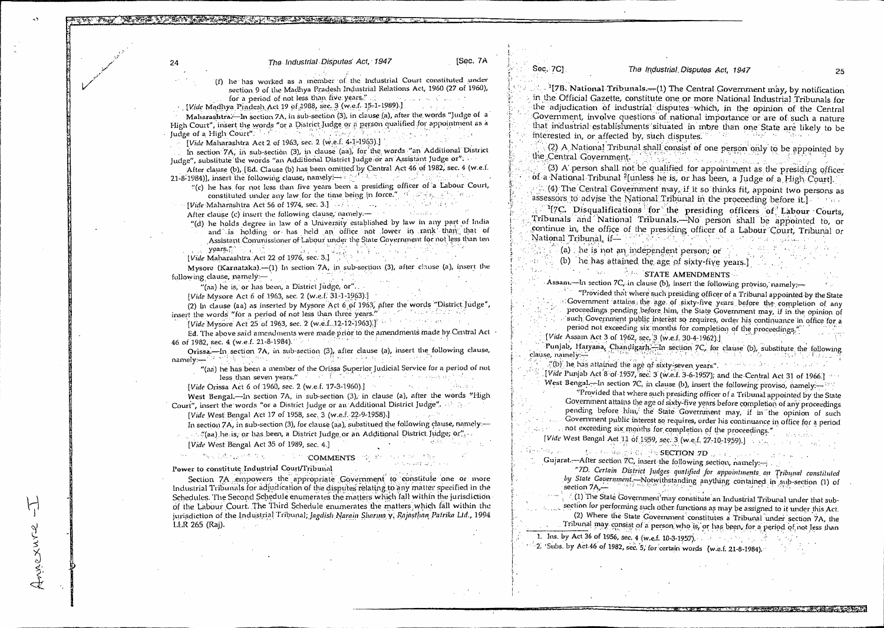(f) he has worked as a member of the Industrial Court constituted under section 9 of the Madhya Pradesh Industrial Relations Act, 1960 (27 of 1960), for a period of not less than five years."

[*Vide* Madhya Pradesh Act 19 of 1988, sec. 3 (w.e.f. 15-1-1989).]

**Maharashtra.**—In section 7A, in sub-section (3), in clause (a), after the words "Judge of a High Court", insert the words "or a District Judge or a person qualified for appointment as a Judge of a High Court".

[*Vide* Maharashtra Act 2 of 1963, sec. 2 (w.e.f. 4-1-1963).]

In section 7A, in sub-section (3), in clause (aa), for the words "an Additional District Judge", substitute the words "an Additional District Judge or an Assistant Judge or".

After clause (b), [Ed. Clause (b) has been omitted by Central Act 46 of 1982, sec. 4 (w.e.f. 21-8-1984)], insert the following clause, namely:—

"(c) he has for not less than five years been a presiding officer of a Labour Court, constituted under any law for the time being in force."

[*Vide* Maharashtra Act 56 of 1974, sec. 3.]

After clause (c) insert the following clause, namely:—

"(d) he holds degree in law of a University established by law in any part of India and is holding or has held an office not lower in rank than that of Assistant Commissioner of Labour under the State Government for not less than ten years."

[*Vide* Maharashtra Act 22 of 1976, sec. 3.]

**Mysore (Karnataka).**—(1) In section 7A, in sub-section (3), after clause (a), insert the following clause, namely:—

"(aa) he is, or has been, a District Judge, or".

[*Vide* Mysore Act 6 of 1963, sec. 2 (w.e.f. 31-1-1963).]

(2) In clause (aa) as inserted by Mysore Act 6 of 1963, after the words "District Judge", insert the words "for a period of not less than three years."

[*Vide* Mysore Act 25 of 1963, sec. 2 (w.e.f. 12-12-1963).]

Ed. The above said amendments were made prior to the amendments made by Central Act 46 of 1982, sec. 4 (w.e.f. 21-8-1984).

**Orissa.**—In section 7A, in sub-section (3), after clause (a), insert the following clause, namely:—

"(aa) he has been a member of the Orissa Superior Judicial Service for a period of not less than seven years."

[*Vide* Orissa Act 6 of 1960, sec. 2 (w.e.f. 17-3-1960).]

**West Bengal.**—In section 7A, in sub-section (3), in clause (a), after the words "High Court", insert the words "or a District Judge or an Additional District Judge".

[*Vide* West Bengal Act 17 of 1958, sec. 3 (w.e.f. 22-9-1958).]

In section 7A, in sub-section (3), for clause (aa), substitued the following clause, namely:—

"(aa) he is, or has been, a District Judge or an Additional District Judge; or".

[*Vide* West Bengal Act 35 of 1989, sec. 4.]

### COMMENTS

**Power to constitute Industrial Court/Tribunal**

Section 7A empowers the appropriate Government to constitute one or more Industrial Tribunals for adjudication of the disputes relating to any matter specified in the Schedules. The Second Schedule enumerates the matters which fall within the jurisdiction of the Labour Court. The Third Schedule enumerates the matters which fall within the jurisdiction of the Industrial Tribunal; *Jagdish Narain Sharma* v. *Rajasthan Patrika Ltd.*, 1994 LLR 265 (Raj).

[1][**7B. National Tribunals.**—(1) The Central Government may, by notification in the Official Gazette, constitute one or more National Industrial Tribunals for the adjudication of industrial disputes which, in the opinion of the Central Government, involve questions of national importance or are of such a nature that industrial establishments situated in more than one State are likely to be interested in, or affected by, such disputes.

(2) A National Tribunal shall consist of one person only to be appointed by the Central Government.

(3) A person shall not be qualified for appointment as the presiding officer of a National Tribunal [2][unless he is, or has been, a Judge of a High Court].

(4) The Central Government may, if it so thinks fit, appoint two persons as assessors to advise the National Tribunal in the proceeding before it.]

[1][**7C. Disqualifications for the presiding officers of Labour Courts, Tribunals and National Tribunals.**—No person shall be appointed to, or continue in, the office of the presiding officer of a Labour Court, Tribunal or National Tribunal, if—

(a) he is not an independent person; or

(b) he has attained the age of sixty-five years.]

### STATE AMENDMENTS

**Assam.**—In section 7C, in clause (b), insert the following proviso, namely:—

"Provided that where such presiding officer of a Tribunal appointed by the State Government attains the age of sixty-five years before the completion of any proceedings pending before him, the State Government may, if in the opinion of such Government public interest so requires, order his continuance in office for a period not exceeding six months for completion of the proceedings."

[*Vide* Assam Act 3 of 1962, sec. 3 (w.e.f. 30-4-1962).]

**Punjab, Haryana, Chandigarh.**—In section 7C, for clause (b), substitute the following clause, namely:—

"(b) he has attained the age of sixty-seven years".

[*Vide* Punjab Act 8 of 1957, sec. 3 (w.e.f. 3-6-1957); and the Central Act 31 of 1966.]

**West Bengal.**—In section 7C, in clause (b), insert the following proviso, namely:—

"Provided that where such presiding officer of a Tribunal appointed by the State Government attains the age of sixty-five years before completion of any proceedings pending before him, the State Government may, if in the opinion of such Government public interest so requires, order his continuance in office for a period not exceeding six months for completion of the proceedings."

[*Vide* West Bengal Act 11 of 1959, sec. 3 (w.e.f. 27-10-1959).]

### SECTION 7D

**Gujarat.**—After section 7C, insert the following section, namely:—

"7D. *Certain District Judges qualified for appointments on Tribunal constituted by State Government.*—Notwithstanding anything contained in sub-section (1) of section 7A,—

(1) The State Government may constitute an Industrial Tribunal under that sub-section for performing such other functions as may be assigned to it under this Act.

(2) Where the State Government constitutes a Tribunal under section 7A, the Tribunal may consist of a person who is, or has been, for a period of not less than

1. Ins. by Act 36 of 1956, sec. 4 (w.e.f. 10-3-1957).
2. Subs. by Act 46 of 1982, sec. 5, for certain words (w.e.f. 21-8-1984).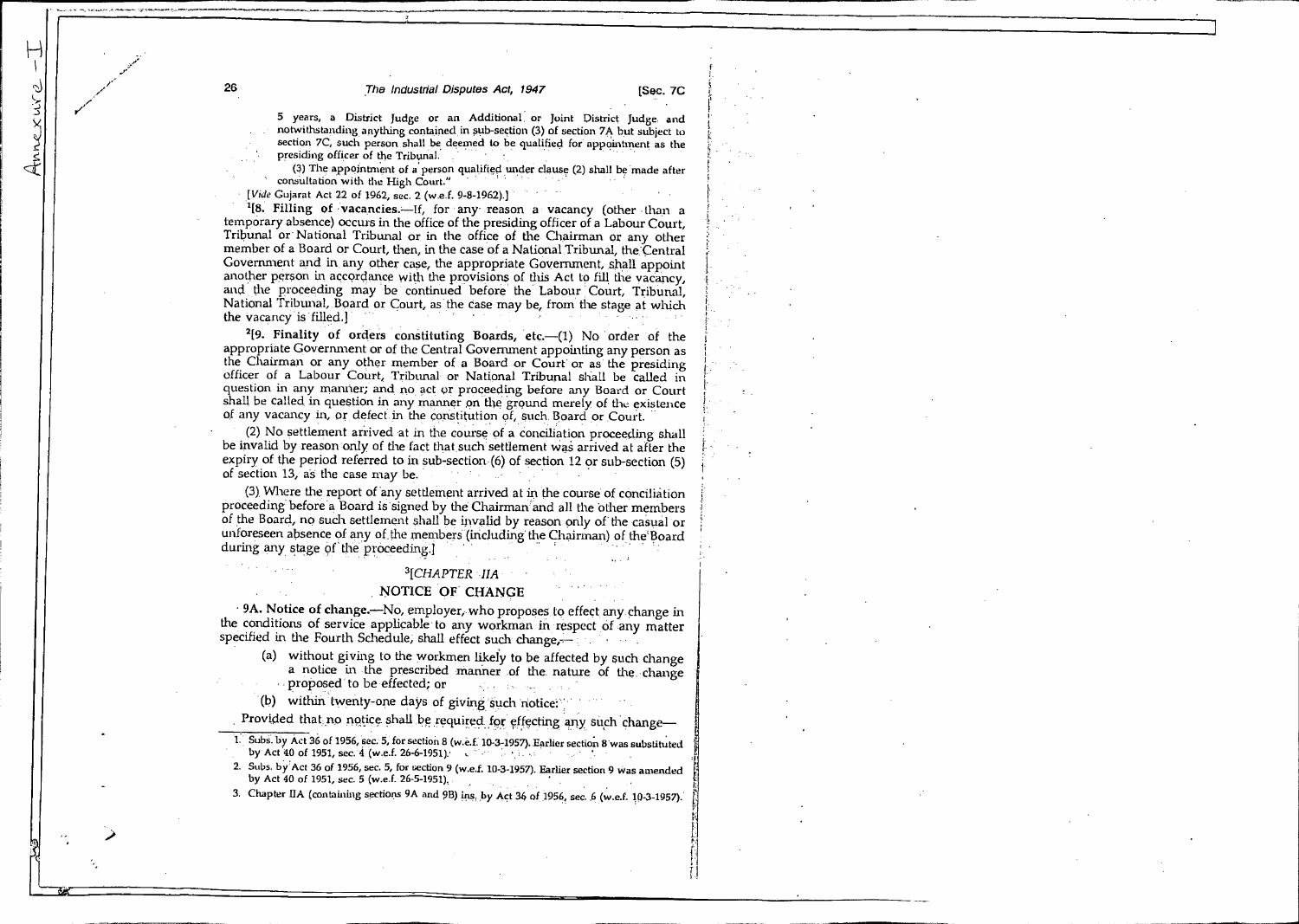5 years, a District Judge or an Additional or Joint District Judge and notwithstanding anything contained in sub-section (3) of section 7A but subject to section 7C, such person shall be deemed to be qualified for appointment as the presiding officer of the Tribunal.

(3) The appointment of a person qualified under clause (2) shall be made after consultation with the High Court."

[*Vide* Gujarat Act 22 of 1962, sec. 2 (w.e.f. 9-8-1962).]

[1][**8. Filling of vacancies.**—If, for any reason a vacancy (other than a temporary absence) occurs in the office of the presiding officer of a Labour Court, Tribunal or National Tribunal or in the office of the Chairman or any other member of a Board or Court, then, in the case of a National Tribunal, the Central Government and in any other case, the appropriate Government, shall appoint another person in accordance with the provisions of this Act to fill the vacancy, and the proceeding may be continued before the Labour Court, Tribunal, National Tribunal, Board or Court, as the case may be, from the stage at which the vacancy is filled.]

[2][**9. Finality of orders constituting Boards, etc.**—(1) No order of the appropriate Government or of the Central Government appointing any person as the Chairman or any other member of a Board or Court or as the presiding officer of a Labour Court, Tribunal or National Tribunal shall be called in question in any manner; and no act or proceeding before any Board or Court shall be called in question in any manner on the ground merely of the existence of any vacancy in, or defect in the constitution of, such Board or Court.

(2) No settlement arrived at in the course of a conciliation proceeding shall be invalid by reason only of the fact that such settlement was arrived at after the expiry of the period referred to in sub-section (6) of section 12 or sub-section (5) of section 13, as the case may be.

(3) Where the report of any settlement arrived at in the course of conciliation proceeding before a Board is signed by the Chairman and all the other members of the Board, no such settlement shall be invalid by reason only of the casual or unforeseen absence of any of the members (including the Chairman) of the Board during any stage of the proceeding.]

## [3][*CHAPTER IIA*

## NOTICE OF CHANGE

**9A. Notice of change.**—No, employer, who proposes to effect any change in the conditions of service applicable to any workman in respect of any matter specified in the Fourth Schedule, shall effect such change,—

(a) without giving to the workmen likely to be affected by such change a notice in the prescribed manner of the nature of the change proposed to be effected; or

(b) within twenty-one days of giving such notice:

Provided that no notice shall be required for effecting any such change—

---

1. Subs. by Act 36 of 1956, sec. 5, for section 8 (w.e.f. 10-3-1957). Earlier section 8 was substituted by Act 40 of 1951, sec. 4 (w.e.f. 26-6-1951).
2. Subs. by Act 36 of 1956, sec. 5, for section 9 (w.e.f. 10-3-1957). Earlier section 9 was amended by Act 40 of 1951, sec. 5 (w.e.f. 26-5-1951).
3. Chapter IIA (containing sections 9A and 9B) ins. by Act 36 of 1956, sec. 6 (w.e.f. 10-3-1957).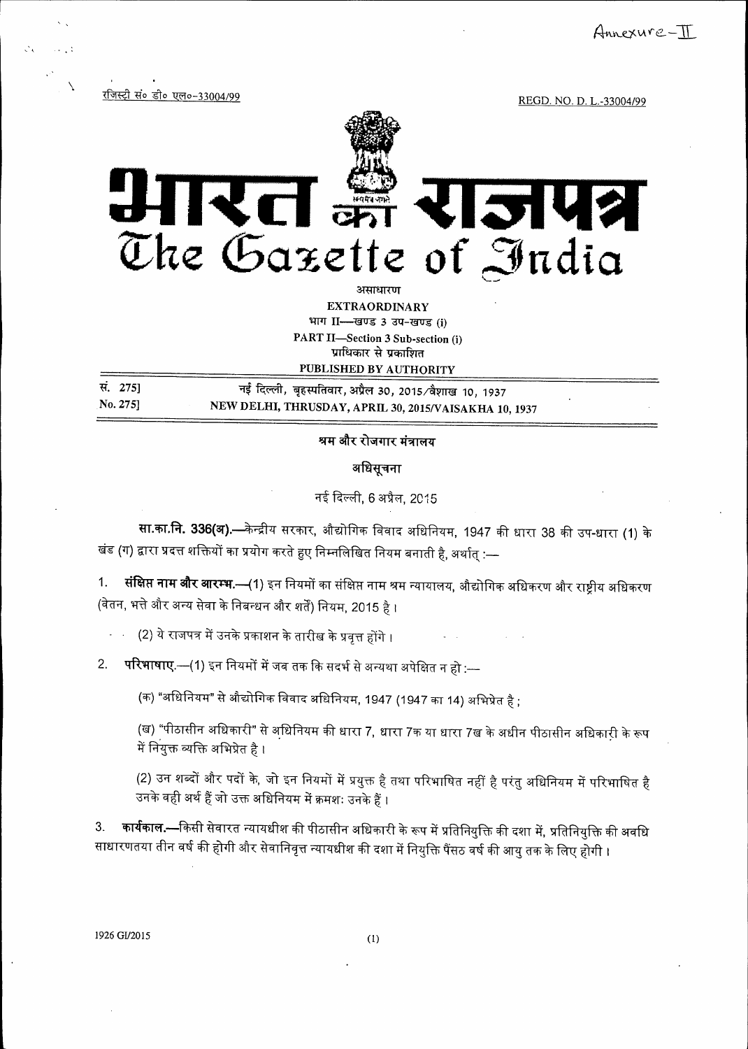Annexure-II

रजिस्ट्री सं० डी० एल०-33004/99 REGD. NO. D. L.-33004/99

# भारत का राजपत्र
# The Gazette of India

असाधारण

EXTRAORDINARY

भाग II—खण्ड 3 उप-खण्ड (i)

PART II—Section 3 Sub-section (i)

प्राधिकार से प्रकाशित

PUBLISHED BY AUTHORITY

| | |
|---|---|
| सं. 275] | नई दिल्ली, बृहस्पतिवार, अप्रैल 30, 2015/वैशाख 10, 1937 |
| No. 275] | NEW DELHI, THRUSDAY, APRIL 30, 2015/VAISAKHA 10, 1937 |

## श्रम और रोजगार मंत्रालय

### अधिसूचना

नई दिल्ली, 6 अप्रैल, 2015

**सा.का.नि. 336(अ).**—केन्द्रीय सरकार, औद्योगिक विवाद अधिनियम, 1947 की धारा 38 की उप-धारा (1) के खंड (ग) द्वारा प्रदत्त शक्तियों का प्रयोग करते हुए निम्नलिखित नियम बनाती है, अर्थात् :—

1. **संक्षिप्त नाम और आरम्भ.**—(1) इन नियमों का संक्षिप्त नाम श्रम न्यायालय, औद्योगिक अधिकरण और राष्ट्रीय अधिकरण (वेतन, भत्ते और अन्य सेवा के निबन्धन और शर्तें) नियम, 2015 है।

   (2) ये राजपत्र में उनके प्रकाशन के तारीख के प्रवृत्त होंगे।

2. **परिभाषाए.**—(1) इन नियमों में जब तक कि सदर्भ से अन्यथा अपेक्षित न हो :—

   (क) "अधिनियम" से औद्योगिक विवाद अधिनियम, 1947 (1947 का 14) अभिप्रेत है ;

   (ख) "पीठासीन अधिकारी" से अधिनियम की धारा 7, धारा 7क या धारा 7ख के अधीन पीठासीन अधिकारी के रूप में नियुक्त व्यक्ति अभिप्रेत है।

   (2) उन शब्दों और पदों के, जो इन नियमों में प्रयुक्त है तथा परिभाषित नहीं है परंतु अधिनियम में परिभाषित है उनके वही अर्थ हैं जो उक्त अधिनियम में क्रमशः उनके हैं।

3. **कार्यकाल.**—किसी सेवारत न्यायधीश की पीठासीन अधिकारी के रूप में प्रतिनियुक्ति की दशा में, प्रतिनियुक्ति की अवधि साधारणतया तीन वर्ष की होगी और सेवानिवृत्त न्यायधीश की दशा में नियुक्ति पैंसठ वर्ष की आयु तक के लिए होगी।

1926 GI/2015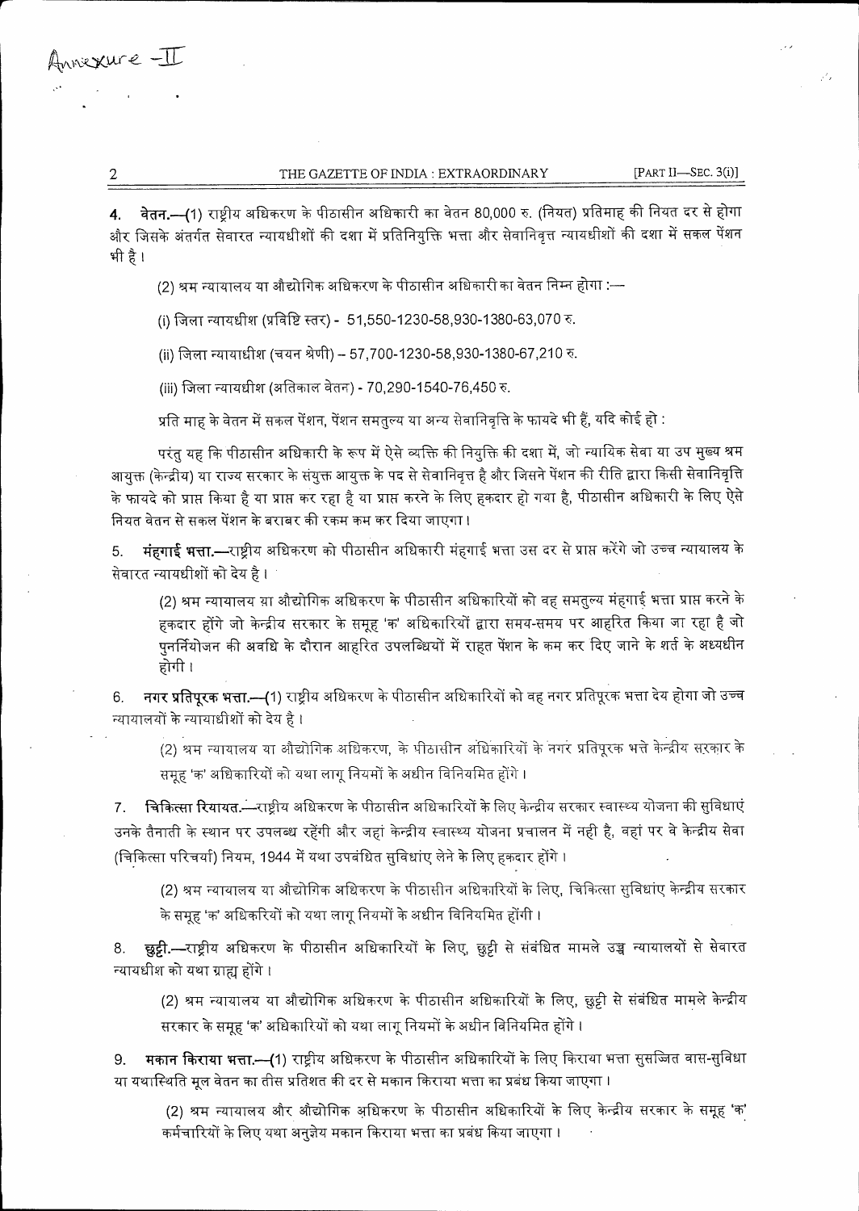Annexure -II

4. **वेतन.**—(1) राष्ट्रीय अधिकरण के पीठासीन अधिकारी का वेतन 80,000 रु. (नियत) प्रतिमाह् की नियत दर से होगा और जिसके अंतर्गत सेवारत न्यायधीशों की दशा में प्रतिनियुक्ति भत्ता और सेवानिवृत्त न्यायधीशों की दशा में सकल पेंशन भी है।

(2) श्रम न्यायालय या औद्योगिक अधिकरण के पीठासीन अधिकारी का वेतन निम्न होगा :—

(i) जिला न्यायधीश (प्रविष्टि स्तर) - 51,550-1230-58,930-1380-63,070 रु.

(ii) जिला न्यायाधीश (चयन श्रेणी) – 57,700-1230-58,930-1380-67,210 रु.

(iii) जिला न्यायधीश (अतिकाल वेतन) - 70,290-1540-76,450 रु.

प्रति माह् के वेतन में सकल पेंशन, पेंशन समतुल्य या अन्य सेवानिवृत्ति के फायदे भी हैं, यदि कोई हो :

परंतु यह कि पीठासीन अधिकारी के रूप में ऐसे व्यक्ति की नियुक्ति की दशा में, जो न्यायिक सेवा या उप मुख्य श्रम आयुक्त (केन्द्रीय) या राज्य सरकार के संयुक्त आयुक्त के पद से सेवानिवृत्त है और जिसने पेंशन की रीति द्वारा किसी सेवानिवृत्ति के फायदे को प्राप्त किया है या प्राप्त कर रहा है या प्राप्त करने के लिए हकदार हो गया है, पीठासीन अधिकारी के लिए ऐसे नियत वेतन से सकल पेंशन के बराबर की रकम कम कर दिया जाएगा।

5. **मंहगाई भत्ता.**—राष्ट्रीय अधिकरण को पीठासीन अधिकारी मंहगाई भत्ता उस दर से प्राप्त करेंगे जो उच्च न्यायालय के सेवारत न्यायधीशों को देय है।

(2) श्रम न्यायालय या औद्योगिक अधिकरण के पीठासीन अधिकारियों को वह समतुल्य मंहगाई भत्ता प्राप्त करने के हकदार होंगे जो केन्द्रीय सरकार के समूह 'क' अधिकारियों द्वारा समय-समय पर आहरित किया जा रहा है जो पुनर्नियोजन की अवधि के दौरान आहरित उपलब्धियों में राहत पेंशन के कम कर दिए जाने के शर्त के अध्यधीन होगी।

6. **नगर प्रतिपूरक भत्ता.**—(1) राष्ट्रीय अधिकरण के पीठासीन अधिकारियों को वह नगर प्रतिपूरक भत्ता देय होगा जो उच्च न्यायालयों के न्यायाधीशों को देय है।

(2) श्रम न्यायालय या औद्योगिक अधिकरण, के पीठासीन अधिकारियों के नगर प्रतिपूरक भत्ते केन्द्रीय सरकार के समूह 'क' अधिकारियों को यथा लागू नियमों के अधीन विनियमित होंगे।

7. **चिकित्सा रियायत.**—राष्ट्रीय अधिकरण के पीठासीन अधिकारियों के लिए केन्द्रीय सरकार स्वास्थ्य योजना की सुविधाएं उनके तैनाती के स्थान पर उपलब्ध रहेंगी और जहां केन्द्रीय स्वास्थ्य योजना प्रचालन में नही है, वहां पर वे केन्द्रीय सेवा (चिकित्सा परिचर्या) नियम, 1944 में यथा उपबंधित सुविधांए लेने के लिए हकदार होंगे।

(2) श्रम न्यायालय या औद्योगिक अधिकरण के पीठासीन अधिकारियों के लिए, चिकित्सा सुविधांए केन्द्रीय सरकार के समूह 'क' अधिकरियों को यथा लागू नियमों के अधीन विनियमित होंगी।

8. **छुट्टी.**—राष्ट्रीय अधिकरण के पीठासीन अधिकारियों के लिए, छुट्टी से संबंधित मामले उच्च न्यायालयों से सेवारत न्यायधीश को यथा ग्राह्य होंगे।

(2) श्रम न्यायालय या औद्योगिक अधिकरण के पीठासीन अधिकारियों के लिए, छुट्टी से संबंधित मामले केन्द्रीय सरकार के समूह 'क' अधिकारियों को यथा लागू नियमों के अधीन विनियमित होंगे।

9. **मकान किराया भत्ता.**—(1) राष्ट्रीय अधिकरण के पीठासीन अधिकारियों के लिए किराया भत्ता सुसज्जित वास-सुविधा या यथास्थिति मूल वेतन का तीस प्रतिशत की दर से मकान किराया भत्ता का प्रबंध किया जाएगा।

(2) श्रम न्यायालय और औद्योगिक अधिकरण के पीठासीन अधिकारियों के लिए केन्द्रीय सरकार के समूह 'क' कर्मचारियों के लिए यथा अनुज्ञेय मकान किराया भत्ता का प्रबंध किया जाएगा।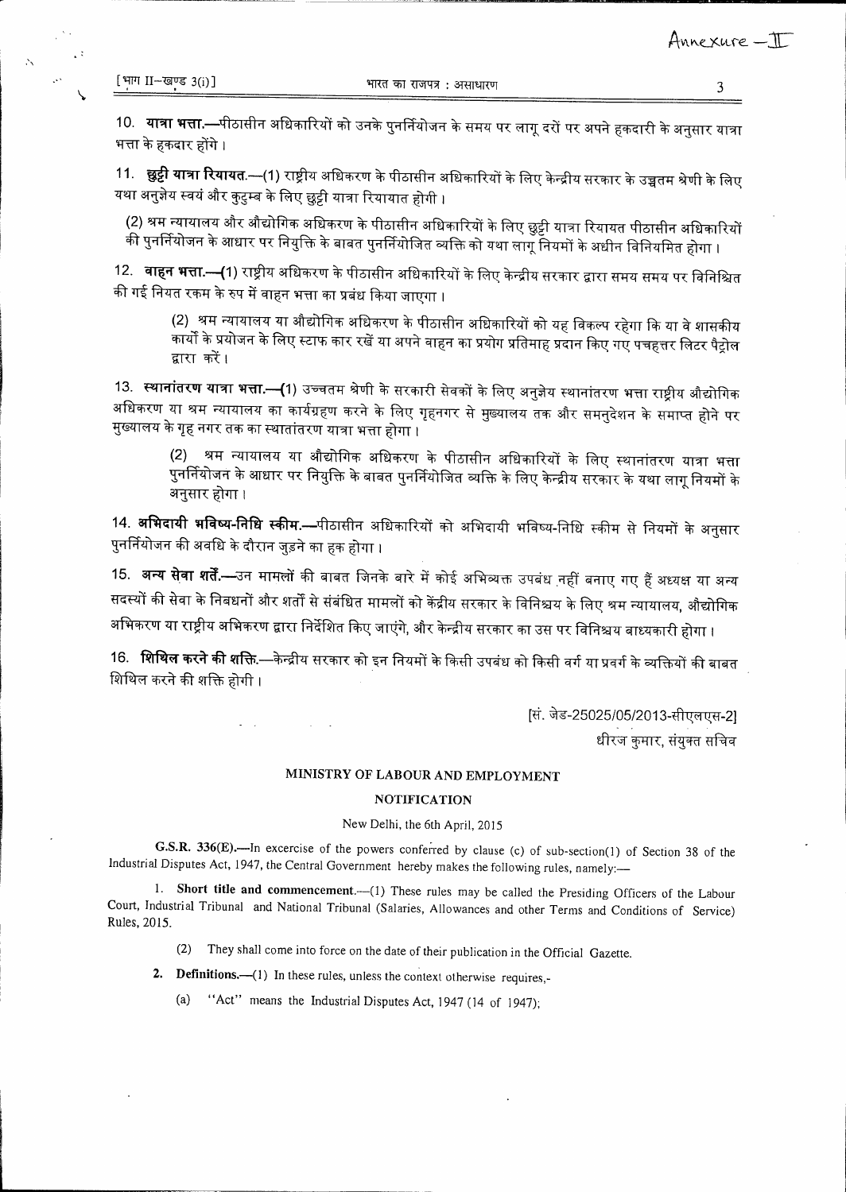Annexure – II

10. **यात्रा भत्ता.**—पीठासीन अधिकारियों को उनके पुनर्नियोजन के समय पर लागू दरों पर अपने हकदारी के अनुसार यात्रा भत्ता के हकदार होंगे।

11. **छुट्टी यात्रा रियायत.**—(1) राष्ट्रीय अधिकरण के पीठासीन अधिकारियों के लिए केन्द्रीय सरकार के उच्चतम श्रेणी के लिए यथा अनुज्ञेय स्वयं और कुटुम्ब के लिए छुट्टी यात्रा रियायत होगी।

(2) श्रम न्यायालय और औद्योगिक अधिकरण के पीठासीन अधिकारियों के लिए छुट्टी यात्रा रियायत पीठासीन अधिकारियों की पुनर्नियोजन के आधार पर नियुक्ति के बाबत पुनर्नियोजित व्यक्ति को यथा लागू नियमों के अधीन विनियमित होगा।

12. **वाहन भत्ता.**—(1) राष्ट्रीय अधिकरण के पीठासीन अधिकारियों के लिए केन्द्रीय सरकार द्वारा समय समय पर विनिश्चित की गई नियत रकम के रूप में वाहन भत्ता का प्रबंध किया जाएगा।

(2) श्रम न्यायालय या औद्योगिक अधिकरण के पीठासीन अधिकारियों को यह विकल्प रहेगा कि या वे शासकीय कार्यों के प्रयोजन के लिए स्टाफ कार रखें या अपने वाहन का प्रयोग प्रतिमाह प्रदान किए गए पचहत्तर लिटर पैट्रोल द्वारा करें।

13. **स्थानांतरण यात्रा भत्ता.**—(1) उच्चतम श्रेणी के सरकारी सेवकों के लिए अनुज्ञेय स्थानांतरण भत्ता राष्ट्रीय औद्योगिक अधिकरण या श्रम न्यायालय का कार्यग्रहण करने के लिए गृहनगर से मुख्यालय तक और समनुदेशन के समाप्त होने पर मुख्यालय के गृह नगर तक का स्थानांतरण यात्रा भत्ता होगा।

(2) श्रम न्यायालय या औद्योगिक अधिकरण के पीठासीन अधिकारियों के लिए स्थानांतरण यात्रा भत्ता पुनर्नियोजन के आधार पर नियुक्ति के बाबत पुनर्नियोजित व्यक्ति के लिए केन्द्रीय सरकार के यथा लागू नियमों के अनुसार होगा।

14. **अभिदायी भविष्य-निधि स्कीम.**—पीठासीन अधिकारियों को अभिदायी भविष्य-निधि स्कीम से नियमों के अनुसार पुनर्नियोजन की अवधि के दौरान जुड़ने का हक होगा।

15. **अन्य सेवा शर्तें.**—उन मामलों की बाबत जिनके बारे में कोई अभिव्यक्त उपबंध नहीं बनाए गए हैं अध्यक्ष या अन्य सदस्यों की सेवा के निबंधनों और शर्तों से संबंधित मामलों को केंद्रीय सरकार के विनिश्चय के लिए श्रम न्यायालय, औद्योगिक अभिकरण या राष्ट्रीय अभिकरण द्वारा निर्देशित किए जाएंगे, और केन्द्रीय सरकार का उस पर विनिश्चय बाध्यकारी होगा।

16. **शिथिल करने की शक्ति.**—केन्द्रीय सरकार को इन नियमों के किसी उपबंध को किसी वर्ग या प्रवर्ग के व्यक्तियों की बाबत शिथिल करने की शक्ति होगी।

[सं. जेड-25025/05/2013-सीएलएस-2]

धीरज कुमार, संयुक्त सचिव

## MINISTRY OF LABOUR AND EMPLOYMENT

### NOTIFICATION

New Delhi, the 6th April, 2015

**G.S.R. 336(E).**—In excercise of the powers conferred by clause (c) of sub-section(1) of Section 38 of the Industrial Disputes Act, 1947, the Central Government hereby makes the following rules, namely:—

1. **Short title and commencement.**—(1) These rules may be called the Presiding Officers of the Labour Court, Industrial Tribunal and National Tribunal (Salaries, Allowances and other Terms and Conditions of Service) Rules, 2015.

(2) They shall come into force on the date of their publication in the Official Gazette.

2. **Definitions.**—(1) In these rules, unless the context otherwise requires,-

(a) "Act" means the Industrial Disputes Act, 1947 (14 of 1947);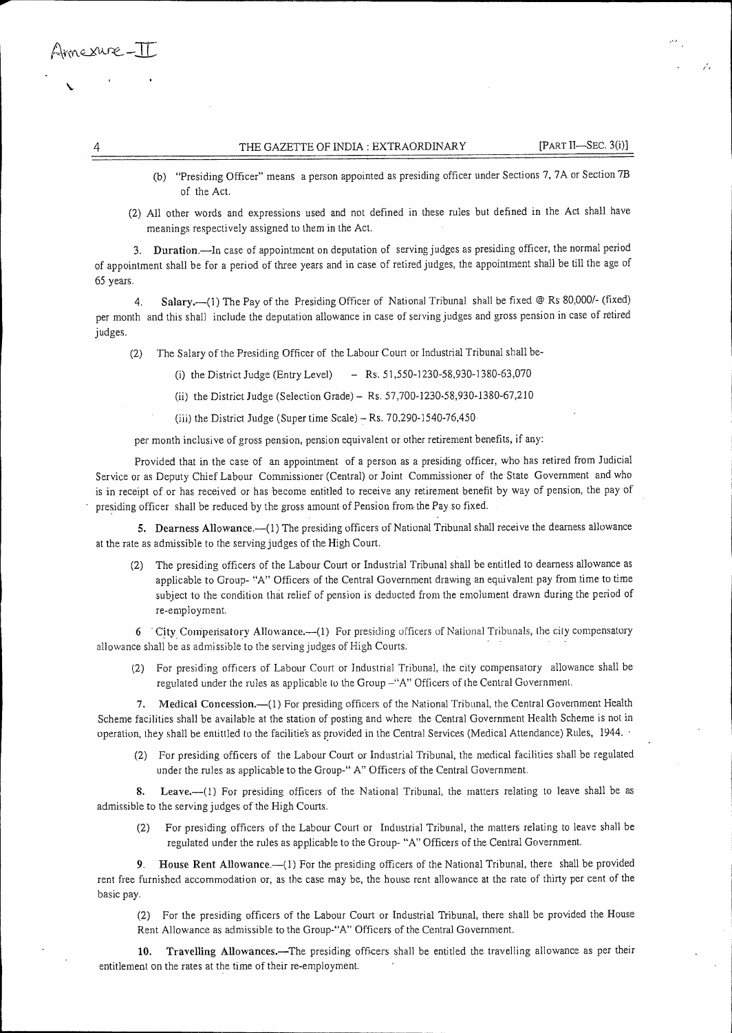Annexure - II

(b) "Presiding Officer" means a person appointed as presiding officer under Sections 7, 7A or Section 7B of the Act.

(2) All other words and expressions used and not defined in these rules but defined in the Act shall have meanings respectively assigned to them in the Act.

3. **Duration.**—In case of appointment on deputation of serving judges as presiding officer, the normal period of appointment shall be for a period of three years and in case of retired judges, the appointment shall be till the age of 65 years.

4. **Salary.**—(1) The Pay of the Presiding Officer of National Tribunal shall be fixed @ Rs 80,000/- (fixed) per month and this shall include the deputation allowance in case of serving judges and gross pension in case of retired judges.

(2) The Salary of the Presiding Officer of the Labour Court or Industrial Tribunal shall be-

(i) the District Judge (Entry Level) – Rs. 51,550-1230-58,930-1380-63,070

(ii) the District Judge (Selection Grade) – Rs. 57,700-1230-58,930-1380-67,210

(iii) the District Judge (Super time Scale) – Rs. 70,290-1540-76,450

per month inclusive of gross pension, pension equivalent or other retirement benefits, if any:

Provided that in the case of an appointment of a person as a presiding officer, who has retired from Judicial Service or as Deputy Chief Labour Commissioner (Central) or Joint Commissioner of the State Government and who is in receipt of or has received or has become entitled to receive any retirement benefit by way of pension, the pay of presiding officer shall be reduced by the gross amount of Pension from the Pay so fixed.

5. **Dearness Allowance.**—(1) The presiding officers of National Tribunal shall receive the dearness allowance at the rate as admissible to the serving judges of the High Court.

(2) The presiding officers of the Labour Court or Industrial Tribunal shall be entitled to dearness allowance as applicable to Group- "A" Officers of the Central Government drawing an equivalent pay from time to time subject to the condition that relief of pension is deducted from the emolument drawn during the period of re-employment.

6. **City Compensatory Allowance.**—(1) For presiding officers of National Tribunals, the city compensatory allowance shall be as admissible to the serving judges of High Courts.

(2) For presiding officers of Labour Court or Industrial Tribunal, the city compensatory allowance shall be regulated under the rules as applicable to the Group –"A" Officers of the Central Government.

7. **Medical Concession.**—(1) For presiding officers of the National Tribunal, the Central Government Health Scheme facilities shall be available at the station of posting and where the Central Government Health Scheme is not in operation, they shall be entitled to the facilities as provided in the Central Services (Medical Attendance) Rules, 1944.

(2) For presiding officers of the Labour Court or Industrial Tribunal, the medical facilities shall be regulated under the rules as applicable to the Group-" A" Officers of the Central Government.

8. **Leave.**—(1) For presiding officers of the National Tribunal, the matters relating to leave shall be as admissible to the serving judges of the High Courts.

(2) For presiding officers of the Labour Court or Industrial Tribunal, the matters relating to leave shall be regulated under the rules as applicable to the Group- "A" Officers of the Central Government.

9. **House Rent Allowance.**—(1) For the presiding officers of the National Tribunal, there shall be provided rent free furnished accommodation or, as the case may be, the house rent allowance at the rate of thirty per cent of the basic pay.

(2) For the presiding officers of the Labour Court or Industrial Tribunal, there shall be provided the House Rent Allowance as admissible to the Group-"A" Officers of the Central Government.

10. **Travelling Allowances.**—The presiding officers shall be entitled the travelling allowance as per their entitlement on the rates at the time of their re-employment.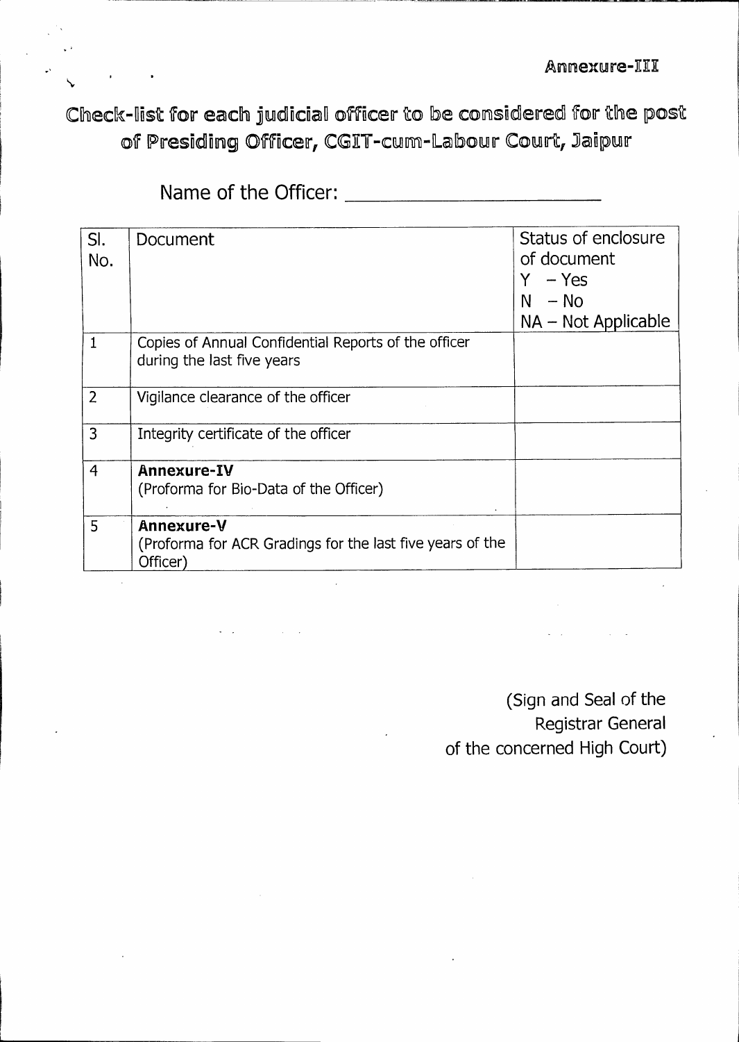Annexure-III

# Check-list for each judicial officer to be considered for the post of Presiding Officer, CGIT-cum-Labour Court, Jaipur

Name of the Officer: ____________________________

| Sl. No. | Document | Status of enclosure of document<br>Y – Yes<br>N – No<br>NA – Not Applicable |
|---|---|---|
| 1 | Copies of Annual Confidential Reports of the officer during the last five years | |
| 2 | Vigilance clearance of the officer | |
| 3 | Integrity certificate of the officer | |
| 4 | **Annexure-IV**<br>(Proforma for Bio-Data of the Officer) | |
| 5 | **Annexure-V**<br>(Proforma for ACR Gradings for the last five years of the Officer) | |

(Sign and Seal of the
Registrar General
of the concerned High Court)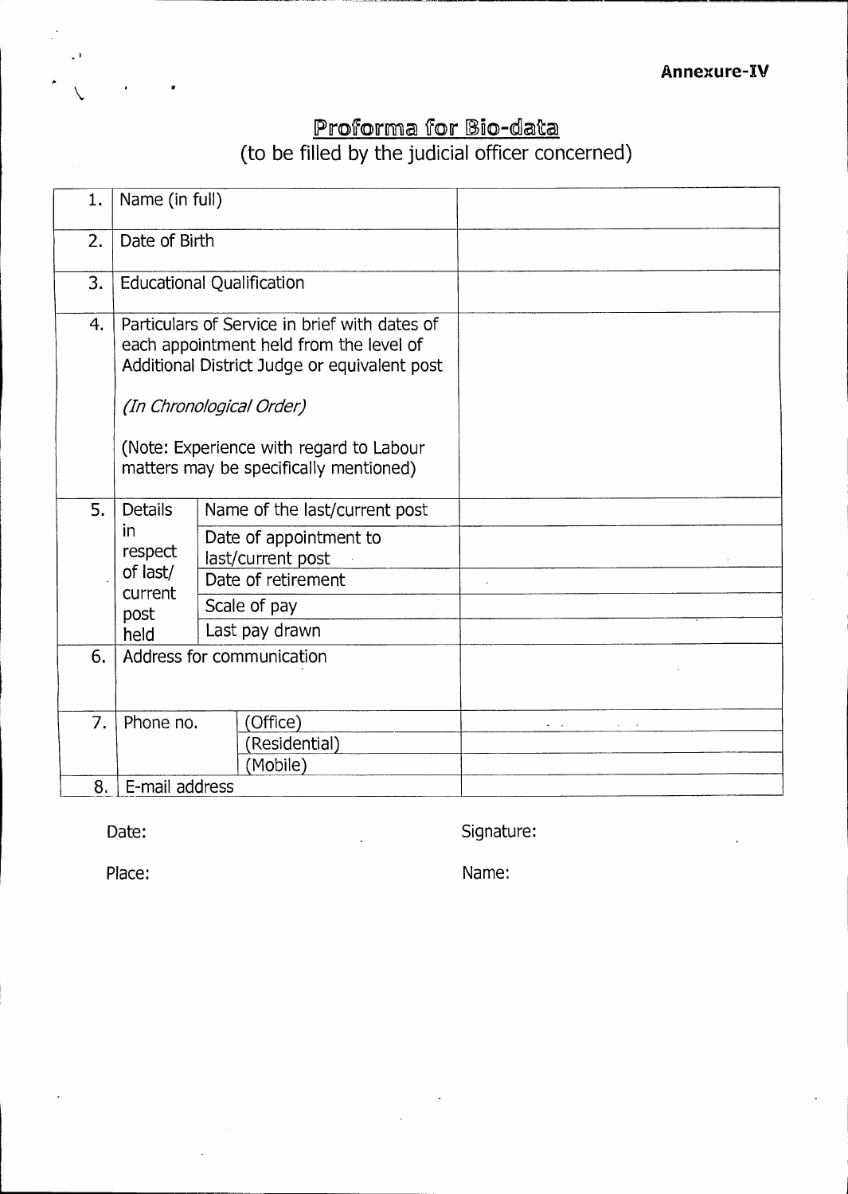**Annexure-IV**

## Proforma for Bio-data

(to be filled by the judicial officer concerned)

| | | | |
|---|---|---|---|
| 1. | Name (in full) | | |
| 2. | Date of Birth | | |
| 3. | Educational Qualification | | |
| 4. | Particulars of Service in brief with dates of each appointment held from the level of Additional District Judge or equivalent post<br><br>*(In Chronological Order)*<br><br>(Note: Experience with regard to Labour matters may be specifically mentioned) | | |
| 5. | Details in respect of last/ current post held | Name of the last/current post | |
| | | Date of appointment to last/current post | |
| | | Date of retirement | |
| | | Scale of pay | |
| | | Last pay drawn | |
| 6. | Address for communication | | |
| 7. | Phone no. | (Office) | |
| | | (Residential) | |
| | | (Mobile) | |
| 8. | E-mail address | | |

Date:

Place:

Signature:

Name: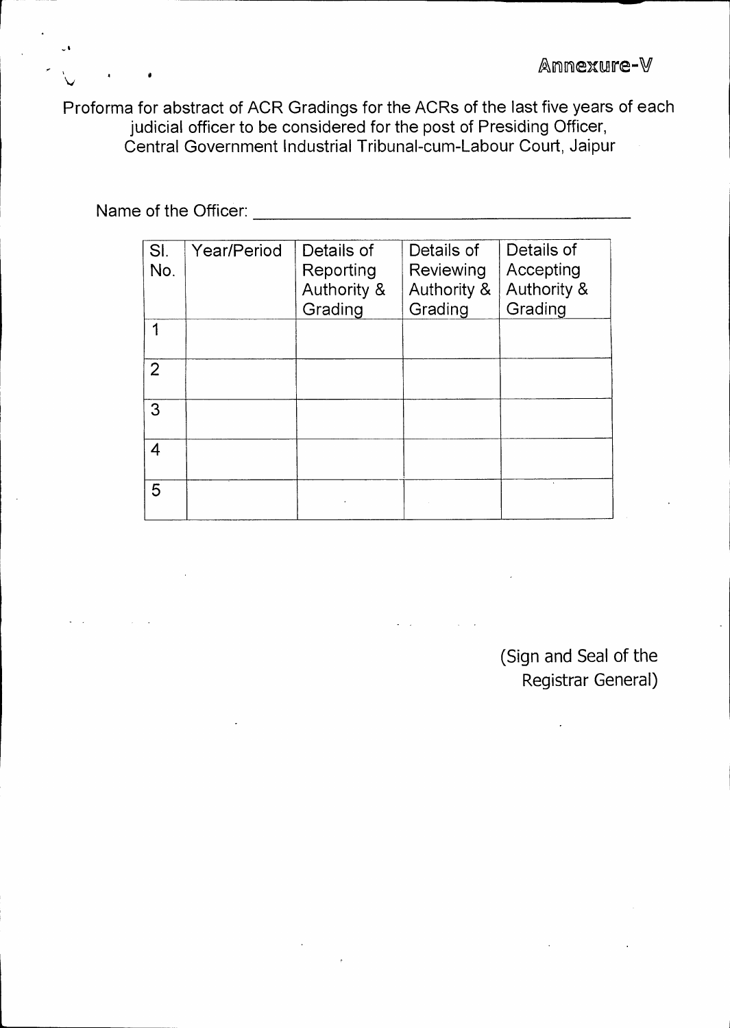Annexure-V

Proforma for abstract of ACR Gradings for the ACRs of the last five years of each judicial officer to be considered for the post of Presiding Officer, Central Government Industrial Tribunal-cum-Labour Court, Jaipur

Name of the Officer: ____________________________________________

| Sl. No. | Year/Period | Details of Reporting Authority & Grading | Details of Reviewing Authority & Grading | Details of Accepting Authority & Grading |
|---|---|---|---|---|
| 1 | | | | |
| 2 | | | | |
| 3 | | | | |
| 4 | | | | |
| 5 | | | | |

(Sign and Seal of the Registrar General)